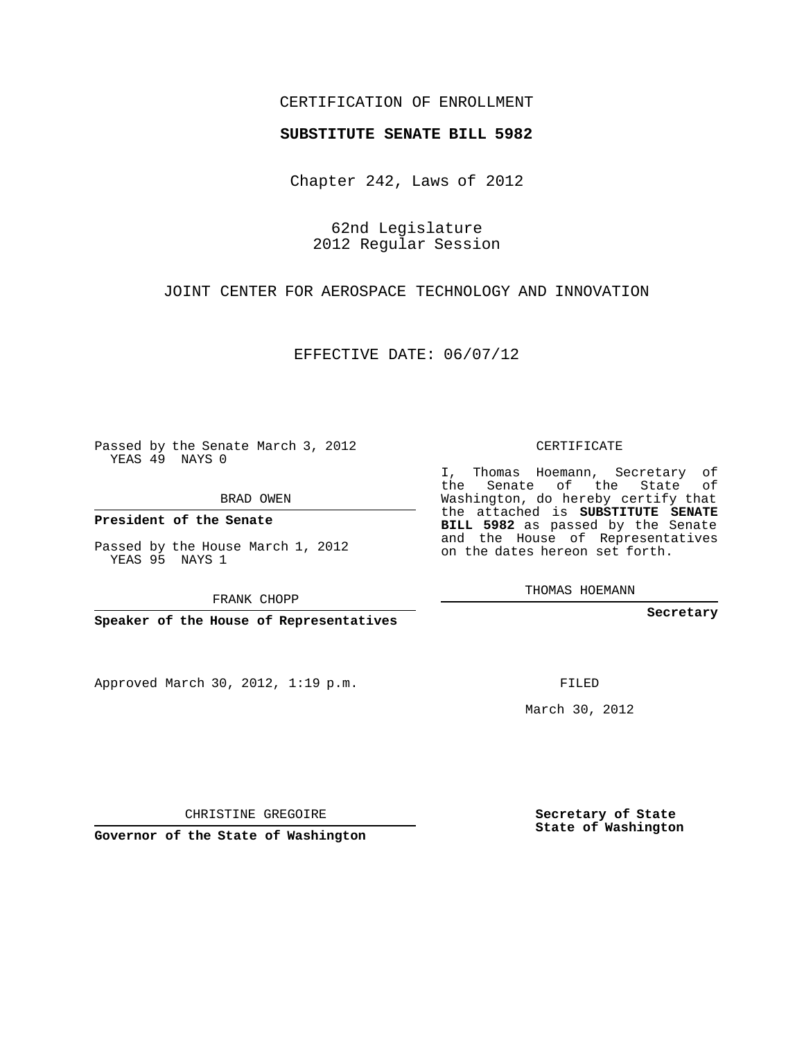CERTIFICATION OF ENROLLMENT

**SUBSTITUTE SENATE BILL 5982**

Chapter 242, Laws of 2012

62nd Legislature
2012 Regular Session

JOINT CENTER FOR AEROSPACE TECHNOLOGY AND INNOVATION

EFFECTIVE DATE: 06/07/12

Passed by the Senate March 3, 2012
YEAS 49 NAYS 0

BRAD OWEN

**President of the Senate**

Passed by the House March 1, 2012
YEAS 95 NAYS 1

FRANK CHOPP

**Speaker of the House of Representatives**

CERTIFICATE

I, Thomas Hoemann, Secretary of the Senate of the State of Washington, do hereby certify that the attached is **SUBSTITUTE SENATE BILL 5982** as passed by the Senate and the House of Representatives on the dates hereon set forth.

THOMAS HOEMANN

**Secretary**

Approved March 30, 2012, 1:19 p.m.

FILED

March 30, 2012

CHRISTINE GREGOIRE

**Governor of the State of Washington**

**Secretary of State**
**State of Washington**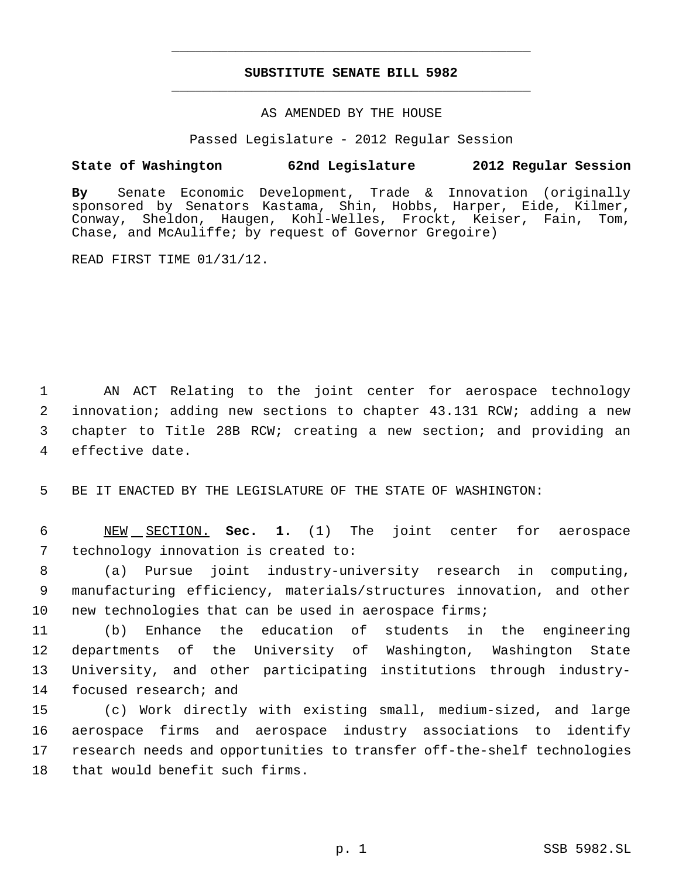# SUBSTITUTE SENATE BILL 5982

AS AMENDED BY THE HOUSE

Passed Legislature - 2012 Regular Session

**State of Washington 62nd Legislature 2012 Regular Session**

**By** Senate Economic Development, Trade & Innovation (originally sponsored by Senators Kastama, Shin, Hobbs, Harper, Eide, Kilmer, Conway, Sheldon, Haugen, Kohl-Welles, Frockt, Keiser, Fain, Tom, Chase, and McAuliffe; by request of Governor Gregoire)

READ FIRST TIME 01/31/12.

AN ACT Relating to the joint center for aerospace technology innovation; adding new sections to chapter 43.131 RCW; adding a new chapter to Title 28B RCW; creating a new section; and providing an effective date.

BE IT ENACTED BY THE LEGISLATURE OF THE STATE OF WASHINGTON:

NEW SECTION. **Sec. 1.** (1) The joint center for aerospace technology innovation is created to:

(a) Pursue joint industry-university research in computing, manufacturing efficiency, materials/structures innovation, and other new technologies that can be used in aerospace firms;

(b) Enhance the education of students in the engineering departments of the University of Washington, Washington State University, and other participating institutions through industry-focused research; and

(c) Work directly with existing small, medium-sized, and large aerospace firms and aerospace industry associations to identify research needs and opportunities to transfer off-the-shelf technologies that would benefit such firms.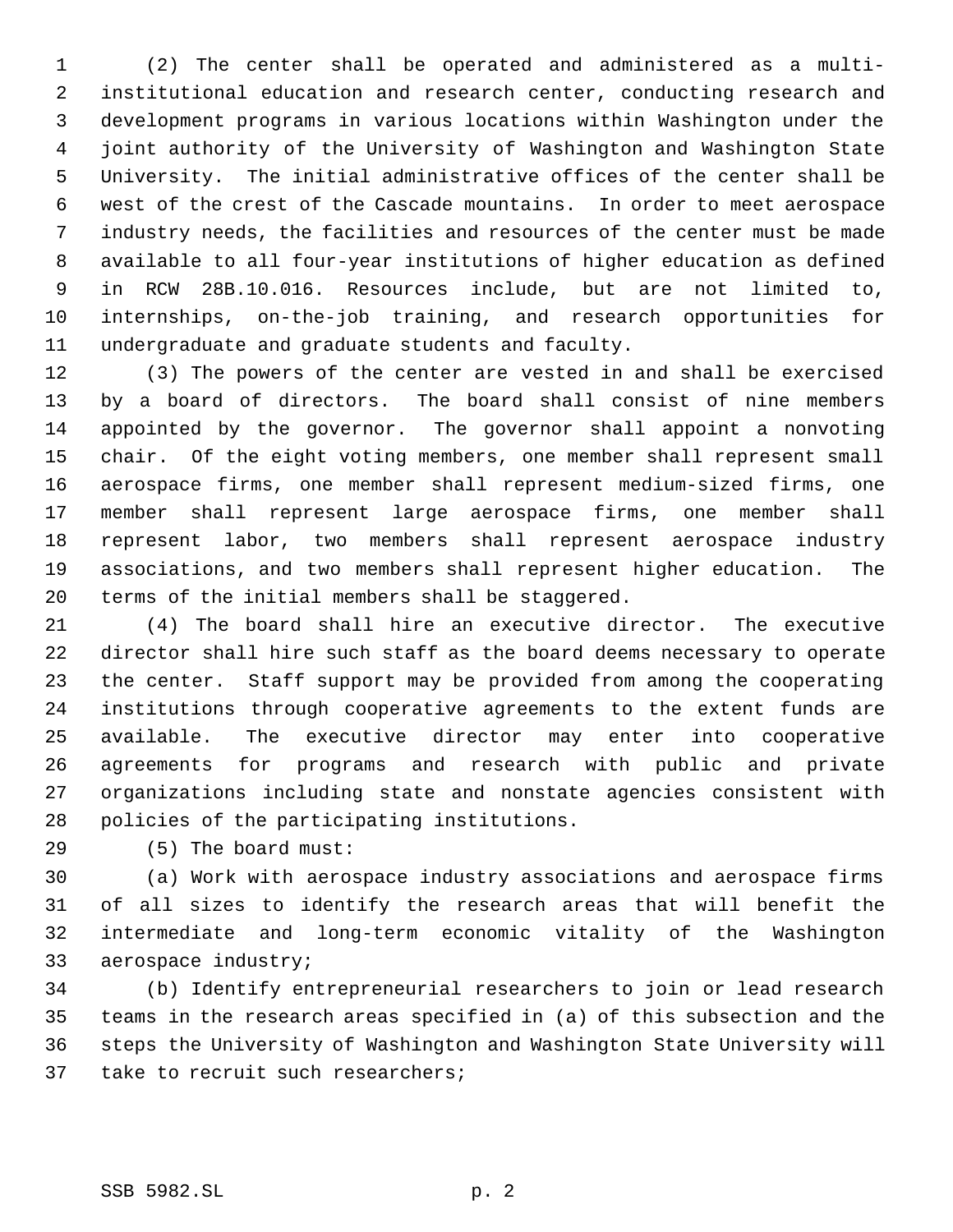(2) The center shall be operated and administered as a multi-institutional education and research center, conducting research and development programs in various locations within Washington under the joint authority of the University of Washington and Washington State University. The initial administrative offices of the center shall be west of the crest of the Cascade mountains. In order to meet aerospace industry needs, the facilities and resources of the center must be made available to all four-year institutions of higher education as defined in RCW 28B.10.016. Resources include, but are not limited to, internships, on-the-job training, and research opportunities for undergraduate and graduate students and faculty.

(3) The powers of the center are vested in and shall be exercised by a board of directors. The board shall consist of nine members appointed by the governor. The governor shall appoint a nonvoting chair. Of the eight voting members, one member shall represent small aerospace firms, one member shall represent medium-sized firms, one member shall represent large aerospace firms, one member shall represent labor, two members shall represent aerospace industry associations, and two members shall represent higher education. The terms of the initial members shall be staggered.

(4) The board shall hire an executive director. The executive director shall hire such staff as the board deems necessary to operate the center. Staff support may be provided from among the cooperating institutions through cooperative agreements to the extent funds are available. The executive director may enter into cooperative agreements for programs and research with public and private organizations including state and nonstate agencies consistent with policies of the participating institutions.

(5) The board must:

(a) Work with aerospace industry associations and aerospace firms of all sizes to identify the research areas that will benefit the intermediate and long-term economic vitality of the Washington aerospace industry;

(b) Identify entrepreneurial researchers to join or lead research teams in the research areas specified in (a) of this subsection and the steps the University of Washington and Washington State University will take to recruit such researchers;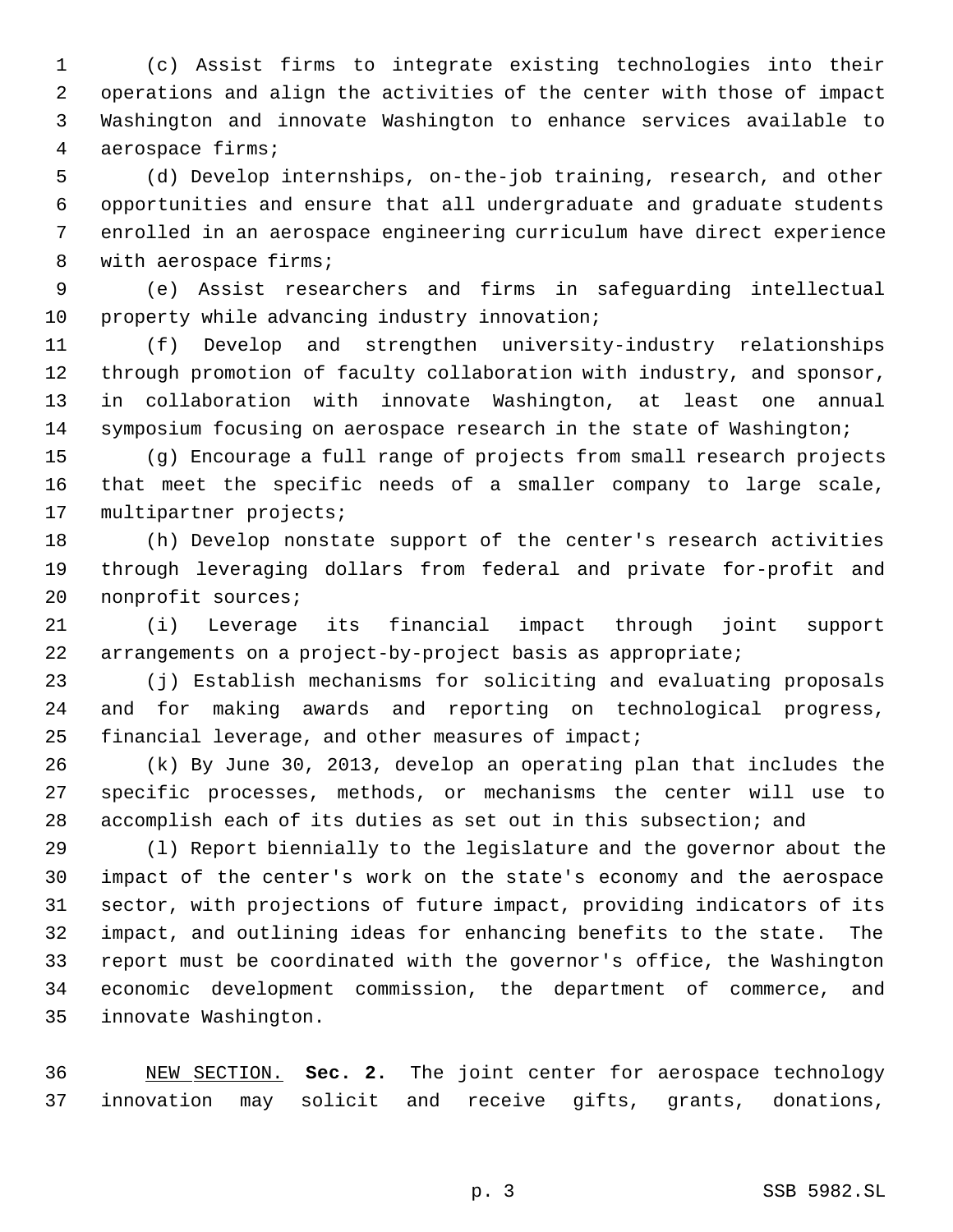(c) Assist firms to integrate existing technologies into their operations and align the activities of the center with those of impact Washington and innovate Washington to enhance services available to aerospace firms;

(d) Develop internships, on-the-job training, research, and other opportunities and ensure that all undergraduate and graduate students enrolled in an aerospace engineering curriculum have direct experience with aerospace firms;

(e) Assist researchers and firms in safeguarding intellectual property while advancing industry innovation;

(f) Develop and strengthen university-industry relationships through promotion of faculty collaboration with industry, and sponsor, in collaboration with innovate Washington, at least one annual symposium focusing on aerospace research in the state of Washington;

(g) Encourage a full range of projects from small research projects that meet the specific needs of a smaller company to large scale, multipartner projects;

(h) Develop nonstate support of the center's research activities through leveraging dollars from federal and private for-profit and nonprofit sources;

(i) Leverage its financial impact through joint support arrangements on a project-by-project basis as appropriate;

(j) Establish mechanisms for soliciting and evaluating proposals and for making awards and reporting on technological progress, financial leverage, and other measures of impact;

(k) By June 30, 2013, develop an operating plan that includes the specific processes, methods, or mechanisms the center will use to accomplish each of its duties as set out in this subsection; and

(l) Report biennially to the legislature and the governor about the impact of the center's work on the state's economy and the aerospace sector, with projections of future impact, providing indicators of its impact, and outlining ideas for enhancing benefits to the state. The report must be coordinated with the governor's office, the Washington economic development commission, the department of commerce, and innovate Washington.

NEW SECTION. **Sec. 2.** The joint center for aerospace technology innovation may solicit and receive gifts, grants, donations,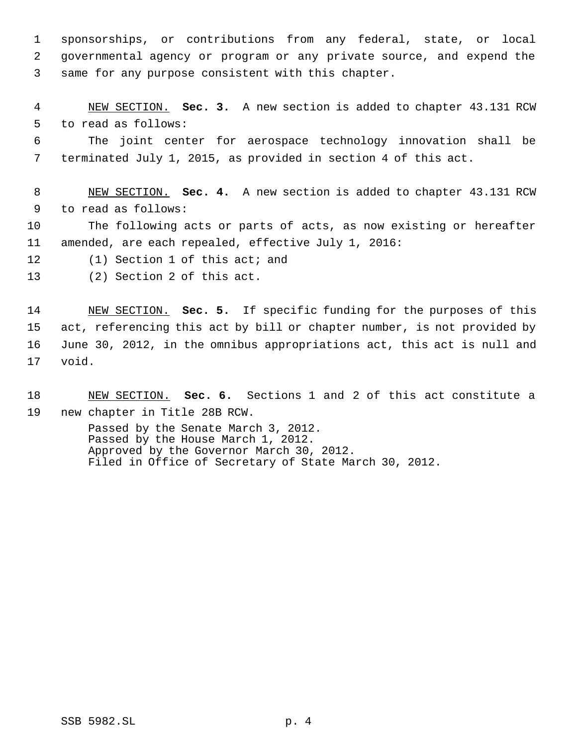sponsorships, or contributions from any federal, state, or local governmental agency or program or any private source, and expend the same for any purpose consistent with this chapter.

NEW SECTION. **Sec. 3.** A new section is added to chapter 43.131 RCW to read as follows:

The joint center for aerospace technology innovation shall be terminated July 1, 2015, as provided in section 4 of this act.

NEW SECTION. **Sec. 4.** A new section is added to chapter 43.131 RCW to read as follows:

The following acts or parts of acts, as now existing or hereafter amended, are each repealed, effective July 1, 2016:

(1) Section 1 of this act; and

(2) Section 2 of this act.

NEW SECTION. **Sec. 5.** If specific funding for the purposes of this act, referencing this act by bill or chapter number, is not provided by June 30, 2012, in the omnibus appropriations act, this act is null and void.

NEW SECTION. **Sec. 6.** Sections 1 and 2 of this act constitute a new chapter in Title 28B RCW.

Passed by the Senate March 3, 2012.
Passed by the House March 1, 2012.
Approved by the Governor March 30, 2012.
Filed in Office of Secretary of State March 30, 2012.